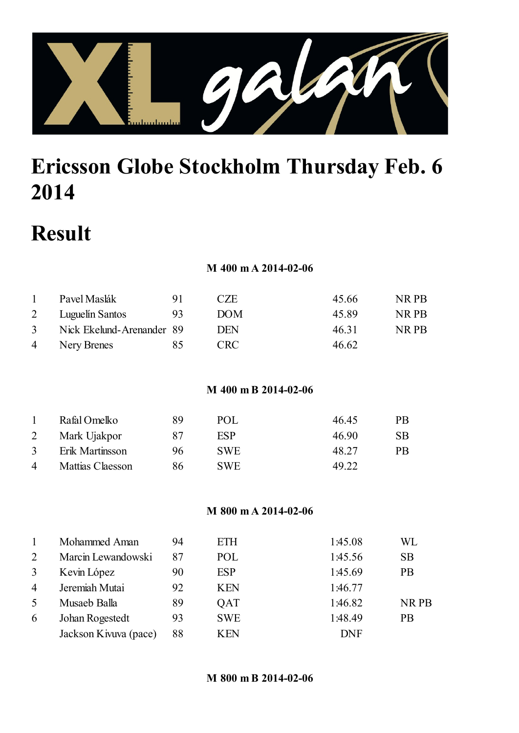# Ericsson Globe Stockholm Thursday Feb. 6 2014

# Result

**M 400 m A 2014-02-06**

| | | | | | |
|---|---|---|---|---|---|
| 1 | Pavel Maslák | 91 | CZE | 45.66 | NR PB |
| 2 | Luguelín Santos | 93 | DOM | 45.89 | NR PB |
| 3 | Nick Ekelund-Arenander | 89 | DEN | 46.31 | NR PB |
| 4 | Nery Brenes | 85 | CRC | 46.62 | |

**M 400 m B 2014-02-06**

| | | | | | |
|---|---|---|---|---|---|
| 1 | Rafal Omelko | 89 | POL | 46.45 | PB |
| 2 | Mark Ujakpor | 87 | ESP | 46.90 | SB |
| 3 | Erik Martinsson | 96 | SWE | 48.27 | PB |
| 4 | Mattias Claesson | 86 | SWE | 49.22 | |

**M 800 m A 2014-02-06**

| | | | | | |
|---|---|---|---|---|---|
| 1 | Mohammed Aman | 94 | ETH | 1:45.08 | WL |
| 2 | Marcin Lewandowski | 87 | POL | 1:45.56 | SB |
| 3 | Kevin López | 90 | ESP | 1:45.69 | PB |
| 4 | Jeremiah Mutai | 92 | KEN | 1:46.77 | |
| 5 | Musaeb Balla | 89 | QAT | 1:46.82 | NR PB |
| 6 | Johan Rogestedt | 93 | SWE | 1:48.49 | PB |
| | Jackson Kivuva (pace) | 88 | KEN | DNF | |

**M 800 m B 2014-02-06**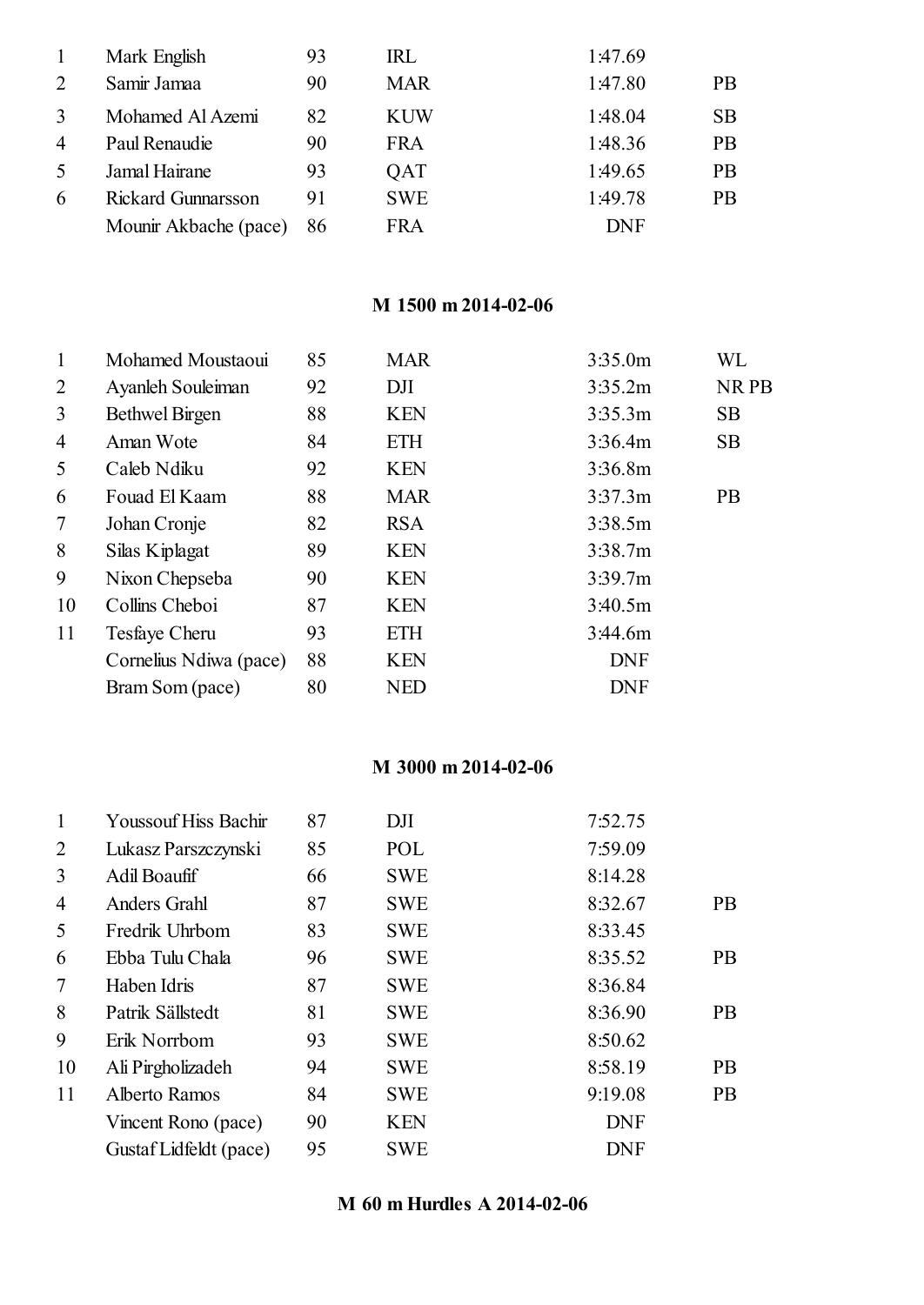| | | | | | |
|---|---|---|---|---|---|
| 1 | Mark English | 93 | IRL | 1:47.69 | |
| 2 | Samir Jamaa | 90 | MAR | 1:47.80 | PB |
| 3 | Mohamed Al Azemi | 82 | KUW | 1:48.04 | SB |
| 4 | Paul Renaudie | 90 | FRA | 1:48.36 | PB |
| 5 | Jamal Hairane | 93 | QAT | 1:49.65 | PB |
| 6 | Rickard Gunnarsson | 91 | SWE | 1:49.78 | PB |
| | Mounir Akbache (pace) | 86 | FRA | DNF | |

**M 1500 m 2014-02-06**

| | | | | | |
|---|---|---|---|---|---|
| 1 | Mohamed Moustaoui | 85 | MAR | 3:35.0m | WL |
| 2 | Ayanleh Souleiman | 92 | DJI | 3:35.2m | NR PB |
| 3 | Bethwel Birgen | 88 | KEN | 3:35.3m | SB |
| 4 | Aman Wote | 84 | ETH | 3:36.4m | SB |
| 5 | Caleb Ndiku | 92 | KEN | 3:36.8m | |
| 6 | Fouad El Kaam | 88 | MAR | 3:37.3m | PB |
| 7 | Johan Cronje | 82 | RSA | 3:38.5m | |
| 8 | Silas Kiplagat | 89 | KEN | 3:38.7m | |
| 9 | Nixon Chepseba | 90 | KEN | 3:39.7m | |
| 10 | Collins Cheboi | 87 | KEN | 3:40.5m | |
| 11 | Tesfaye Cheru | 93 | ETH | 3:44.6m | |
| | Cornelius Ndiwa (pace) | 88 | KEN | DNF | |
| | Bram Som (pace) | 80 | NED | DNF | |

**M 3000 m 2014-02-06**

| | | | | | |
|---|---|---|---|---|---|
| 1 | Youssouf Hiss Bachir | 87 | DJI | 7:52.75 | |
| 2 | Lukasz Parszczynski | 85 | POL | 7:59.09 | |
| 3 | Adil Boaufif | 66 | SWE | 8:14.28 | |
| 4 | Anders Grahl | 87 | SWE | 8:32.67 | PB |
| 5 | Fredrik Uhrbom | 83 | SWE | 8:33.45 | |
| 6 | Ebba Tulu Chala | 96 | SWE | 8:35.52 | PB |
| 7 | Haben Idris | 87 | SWE | 8:36.84 | |
| 8 | Patrik Sällstedt | 81 | SWE | 8:36.90 | PB |
| 9 | Erik Norrbom | 93 | SWE | 8:50.62 | |
| 10 | Ali Pirgholizadeh | 94 | SWE | 8:58.19 | PB |
| 11 | Alberto Ramos | 84 | SWE | 9:19.08 | PB |
| | Vincent Rono (pace) | 90 | KEN | DNF | |
| | Gustaf Lidfeldt (pace) | 95 | SWE | DNF | |

**M 60 m Hurdles A 2014-02-06**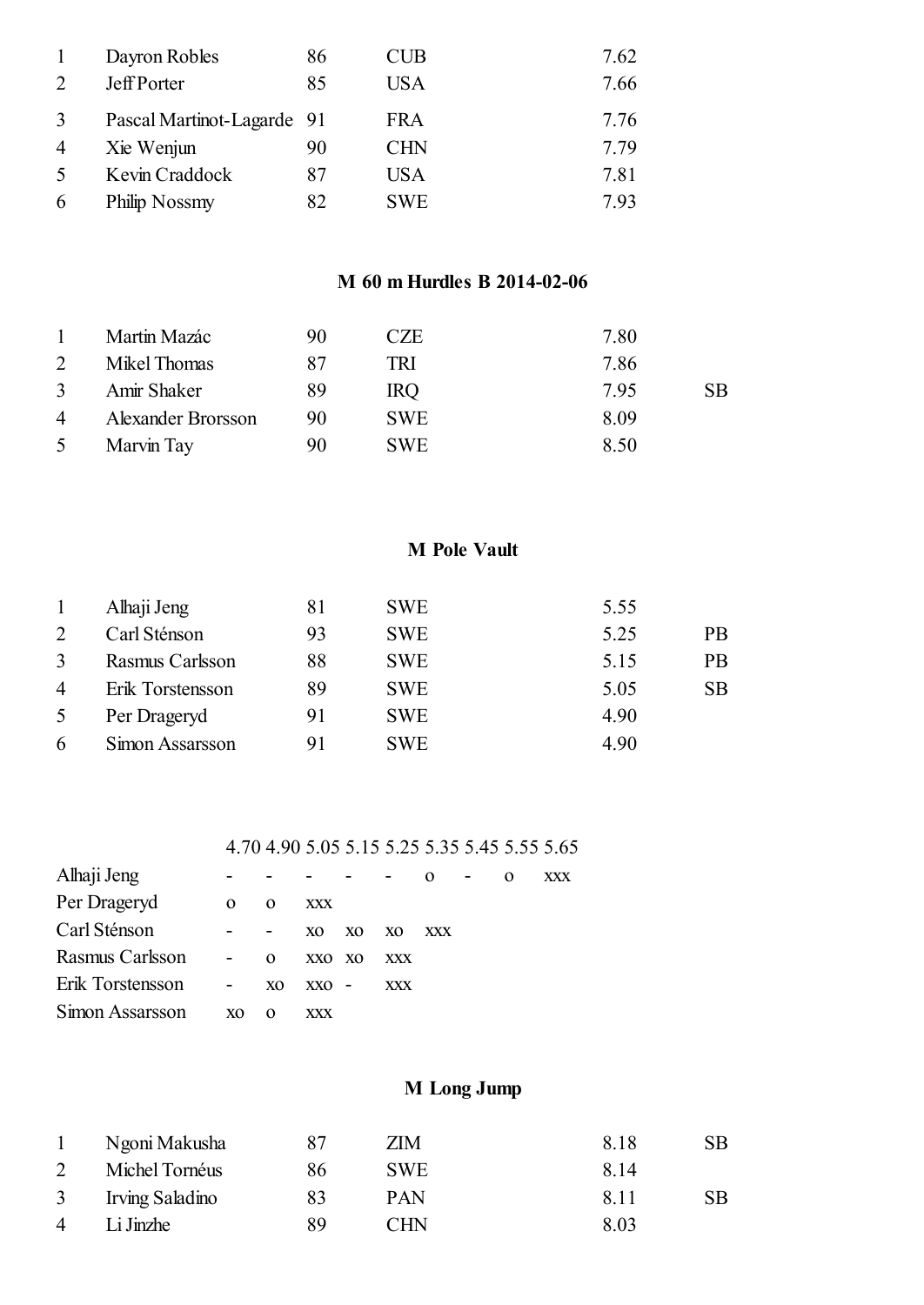| | | | | | |
|---|---|---|---|---|---|
| 1 | Dayron Robles | 86 | CUB | 7.62 | |
| 2 | Jeff Porter | 85 | USA | 7.66 | |
| 3 | Pascal Martinot-Lagarde | 91 | FRA | 7.76 | |
| 4 | Xie Wenjun | 90 | CHN | 7.79 | |
| 5 | Kevin Craddock | 87 | USA | 7.81 | |
| 6 | Philip Nossmy | 82 | SWE | 7.93 | |

## M 60 m Hurdles B 2014-02-06

| | | | | | |
|---|---|---|---|---|---|
| 1 | Martin Mazác | 90 | CZE | 7.80 | |
| 2 | Mikel Thomas | 87 | TRI | 7.86 | |
| 3 | Amir Shaker | 89 | IRQ | 7.95 | SB |
| 4 | Alexander Brorsson | 90 | SWE | 8.09 | |
| 5 | Marvin Tay | 90 | SWE | 8.50 | |

## M Pole Vault

| | | | | | |
|---|---|---|---|---|---|
| 1 | Alhaji Jeng | 81 | SWE | 5.55 | |
| 2 | Carl Sténson | 93 | SWE | 5.25 | PB |
| 3 | Rasmus Carlsson | 88 | SWE | 5.15 | PB |
| 4 | Erik Torstensson | 89 | SWE | 5.05 | SB |
| 5 | Per Drageryd | 91 | SWE | 4.90 | |
| 6 | Simon Assarsson | 91 | SWE | 4.90 | |

| | 4.70 | 4.90 | 5.05 | 5.15 | 5.25 | 5.35 | 5.45 | 5.55 | 5.65 |
|---|---|---|---|---|---|---|---|---|---|
| Alhaji Jeng | - | - | - | - | - | o | - | o | xxx |
| Per Drageryd | o | o | xxx | | | | | | |
| Carl Sténson | - | - | xo | xo | xo | xxx | | | |
| Rasmus Carlsson | - | o | xxo | xo | xxx | | | | |
| Erik Torstensson | - | xo | xxo | - | xxx | | | | |
| Simon Assarsson | xo | o | xxx | | | | | | |

## M Long Jump

| | | | | | |
|---|---|---|---|---|---|
| 1 | Ngoni Makusha | 87 | ZIM | 8.18 | SB |
| 2 | Michel Tornéus | 86 | SWE | 8.14 | |
| 3 | Irving Saladino | 83 | PAN | 8.11 | SB |
| 4 | Li Jinzhe | 89 | CHN | 8.03 | |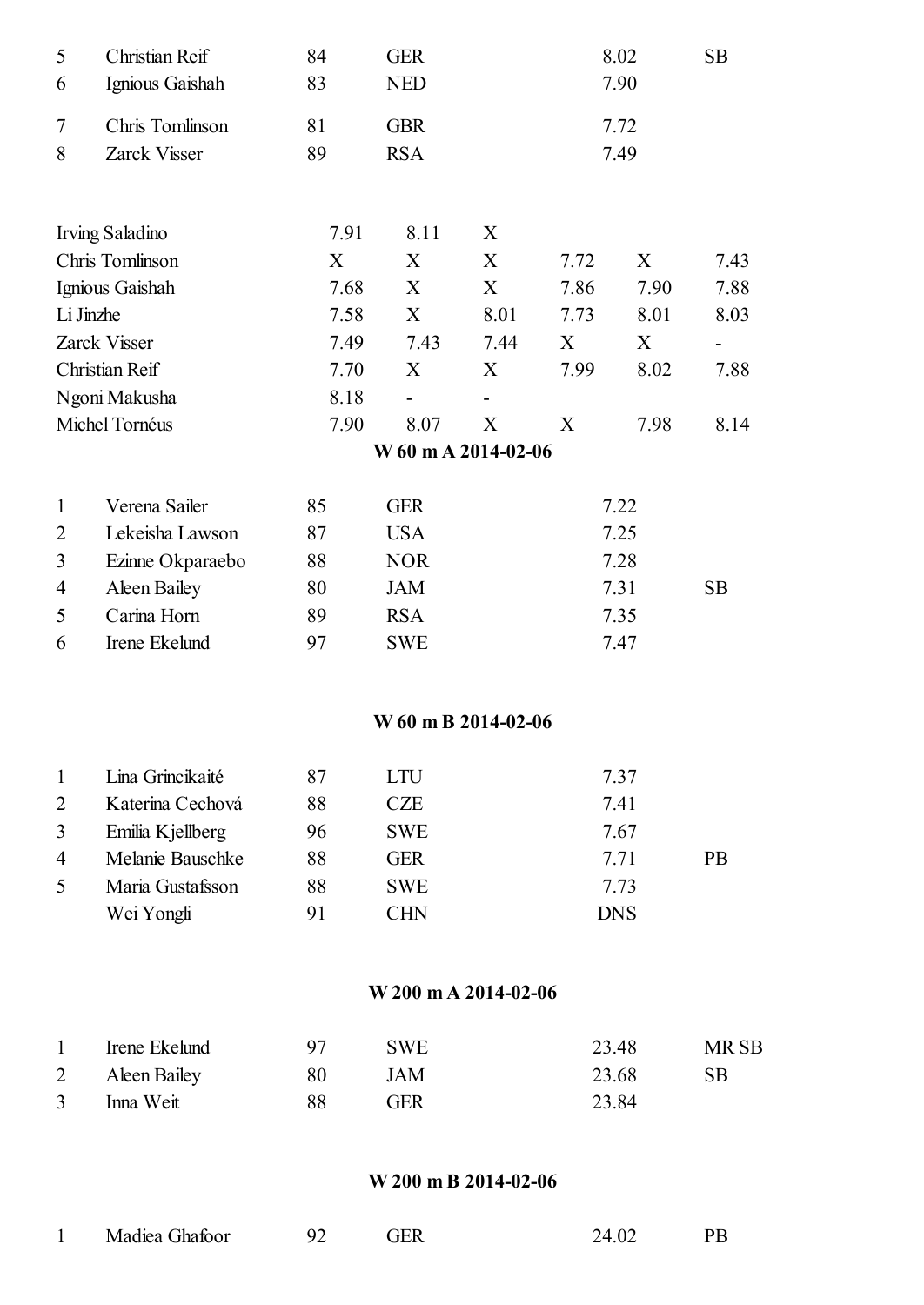| | | | | | |
|---|---|---|---|---|---|
| 5 | Christian Reif | 84 | GER | 8.02 | SB |
| 6 | Ignious Gaishah | 83 | NED | 7.90 | |
| 7 | Chris Tomlinson | 81 | GBR | 7.72 | |
| 8 | Zarck Visser | 89 | RSA | 7.49 | |

| | | | | | | |
|---|---|---|---|---|---|---|
| Irving Saladino | 7.91 | 8.11 | X | | | |
| Chris Tomlinson | X | X | X | 7.72 | X | 7.43 |
| Ignious Gaishah | 7.68 | X | X | 7.86 | 7.90 | 7.88 |
| Li Jinzhe | 7.58 | X | 8.01 | 7.73 | 8.01 | 8.03 |
| Zarck Visser | 7.49 | 7.43 | 7.44 | X | X | - |
| Christian Reif | 7.70 | X | X | 7.99 | 8.02 | 7.88 |
| Ngoni Makusha | 8.18 | - | - | | | |
| Michel Tornéus | 7.90 | 8.07 | X | X | 7.98 | 8.14 |

### W 60 m A 2014-02-06

| | | | | | |
|---|---|---|---|---|---|
| 1 | Verena Sailer | 85 | GER | 7.22 | |
| 2 | Lekeisha Lawson | 87 | USA | 7.25 | |
| 3 | Ezinne Okparaebo | 88 | NOR | 7.28 | |
| 4 | Aleen Bailey | 80 | JAM | 7.31 | SB |
| 5 | Carina Horn | 89 | RSA | 7.35 | |
| 6 | Irene Ekelund | 97 | SWE | 7.47 | |

### W 60 m B 2014-02-06

| | | | | | |
|---|---|---|---|---|---|
| 1 | Lina Grincikaité | 87 | LTU | 7.37 | |
| 2 | Katerina Cechová | 88 | CZE | 7.41 | |
| 3 | Emilia Kjellberg | 96 | SWE | 7.67 | |
| 4 | Melanie Bauschke | 88 | GER | 7.71 | PB |
| 5 | Maria Gustafsson | 88 | SWE | 7.73 | |
| | Wei Yongli | 91 | CHN | DNS | |

### W 200 m A 2014-02-06

| | | | | | |
|---|---|---|---|---|---|
| 1 | Irene Ekelund | 97 | SWE | 23.48 | MR SB |
| 2 | Aleen Bailey | 80 | JAM | 23.68 | SB |
| 3 | Inna Weit | 88 | GER | 23.84 | |

### W 200 m B 2014-02-06

| | | | | | |
|---|---|---|---|---|---|
| 1 | Madiea Ghafoor | 92 | GER | 24.02 | PB |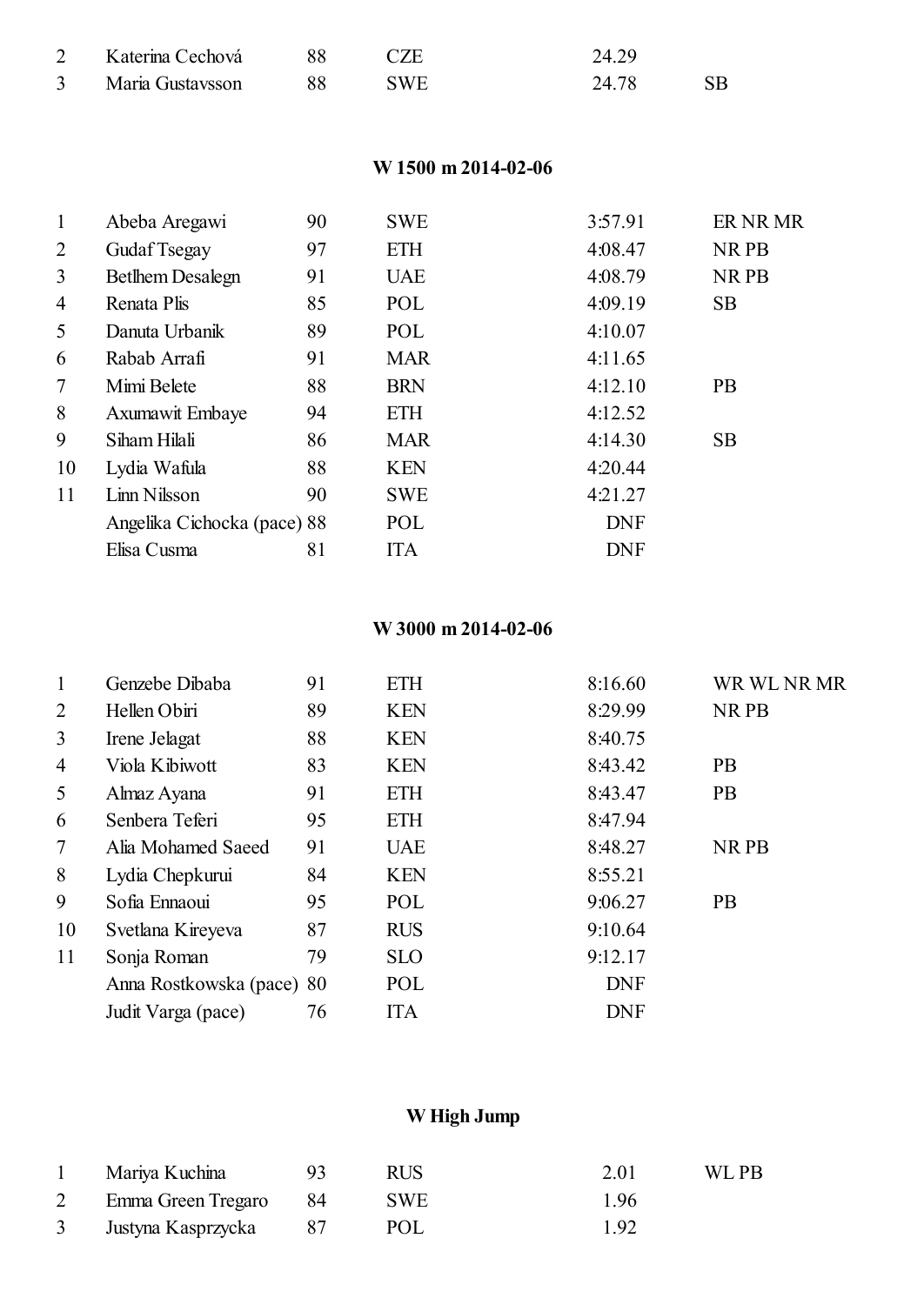| | | | | | |
|---|---|---|---|---|---|
| 2 | Katerina Cechová | 88 | CZE | 24.29 | |
| 3 | Maria Gustavsson | 88 | SWE | 24.78 | SB |

### W 1500 m 2014-02-06

| | | | | | |
|---|---|---|---|---|---|
| 1 | Abeba Aregawi | 90 | SWE | 3:57.91 | ER NR MR |
| 2 | Gudaf Tsegay | 97 | ETH | 4:08.47 | NR PB |
| 3 | Betlhem Desalegn | 91 | UAE | 4:08.79 | NR PB |
| 4 | Renata Plis | 85 | POL | 4:09.19 | SB |
| 5 | Danuta Urbanik | 89 | POL | 4:10.07 | |
| 6 | Rabab Arrafi | 91 | MAR | 4:11.65 | |
| 7 | Mimi Belete | 88 | BRN | 4:12.10 | PB |
| 8 | Axumawit Embaye | 94 | ETH | 4:12.52 | |
| 9 | Siham Hilali | 86 | MAR | 4:14.30 | SB |
| 10 | Lydia Wafula | 88 | KEN | 4:20.44 | |
| 11 | Linn Nilsson | 90 | SWE | 4:21.27 | |
| | Angelika Cichocka (pace) | 88 | POL | DNF | |
| | Elisa Cusma | 81 | ITA | DNF | |

### W 3000 m 2014-02-06

| | | | | | |
|---|---|---|---|---|---|
| 1 | Genzebe Dibaba | 91 | ETH | 8:16.60 | WR WL NR MR |
| 2 | Hellen Obiri | 89 | KEN | 8:29.99 | NR PB |
| 3 | Irene Jelagat | 88 | KEN | 8:40.75 | |
| 4 | Viola Kibiwott | 83 | KEN | 8:43.42 | PB |
| 5 | Almaz Ayana | 91 | ETH | 8:43.47 | PB |
| 6 | Senbera Teferi | 95 | ETH | 8:47.94 | |
| 7 | Alia Mohamed Saeed | 91 | UAE | 8:48.27 | NR PB |
| 8 | Lydia Chepkurui | 84 | KEN | 8:55.21 | |
| 9 | Sofia Ennaoui | 95 | POL | 9:06.27 | PB |
| 10 | Svetlana Kireyeva | 87 | RUS | 9:10.64 | |
| 11 | Sonja Roman | 79 | SLO | 9:12.17 | |
| | Anna Rostkowska (pace) | 80 | POL | DNF | |
| | Judit Varga (pace) | 76 | ITA | DNF | |

### W High Jump

| | | | | | |
|---|---|---|---|---|---|
| 1 | Mariya Kuchina | 93 | RUS | 2.01 | WL PB |
| 2 | Emma Green Tregaro | 84 | SWE | 1.96 | |
| 3 | Justyna Kasprzycka | 87 | POL | 1.92 | |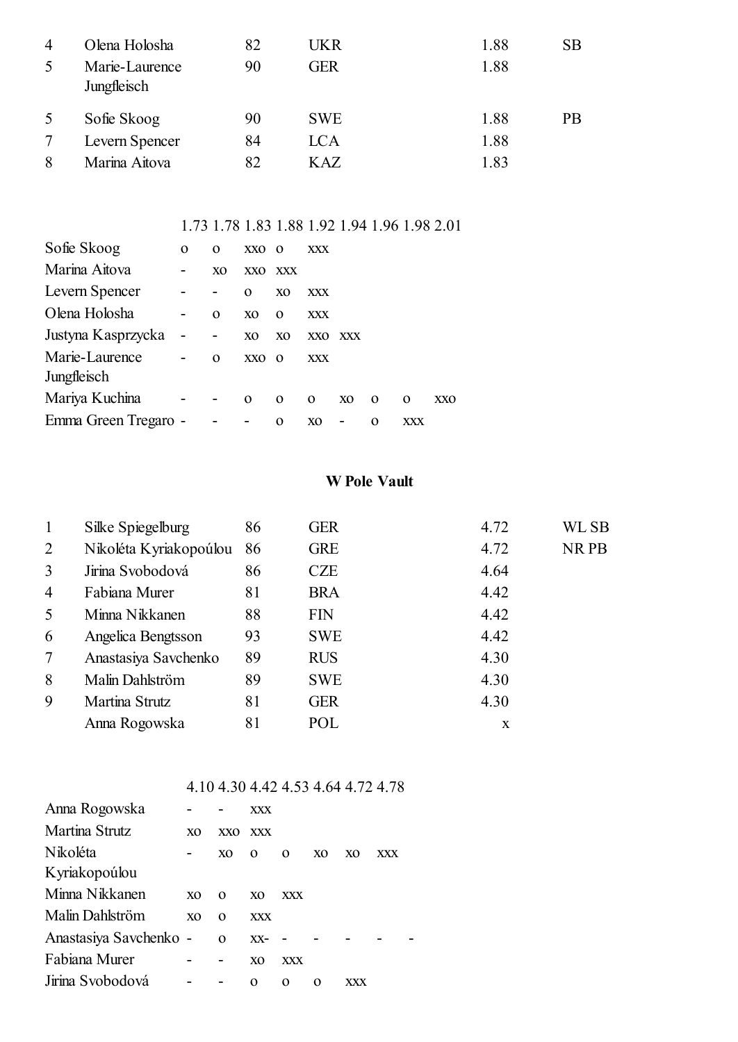| | | | | | |
|---|---|---|---|---|---|
| 4 | Olena Holosha | 82 | UKR | 1.88 | SB |
| 5 | Marie-Laurence Jungfleisch | 90 | GER | 1.88 | |
| 5 | Sofie Skoog | 90 | SWE | 1.88 | PB |
| 7 | Levern Spencer | 84 | LCA | 1.88 | |
| 8 | Marina Aitova | 82 | KAZ | 1.83 | |

| | 1.73 | 1.78 | 1.83 | 1.88 | 1.92 | 1.94 | 1.96 | 1.98 | 2.01 |
|---|---|---|---|---|---|---|---|---|---|
| Sofie Skoog | o | o | xxo | o | xxx | | | | |
| Marina Aitova | - | xo | xxo | xxx | | | | | |
| Levern Spencer | - | - | o | xo | xxx | | | | |
| Olena Holosha | - | o | xo | o | xxx | | | | |
| Justyna Kasprzycka | - | - | xo | xo | xxo | xxx | | | |
| Marie-Laurence Jungfleisch | - | o | xxo | o | xxx | | | | |
| Mariya Kuchina | - | - | o | o | o | xo | o | o | xxo |
| Emma Green Tregaro | - | - | - | o | xo | - | o | xxx | |

## W Pole Vault

| | | | | | |
|---|---|---|---|---|---|
| 1 | Silke Spiegelburg | 86 | GER | 4.72 | WL SB |
| 2 | Nikoléta Kyriakopoúlou | 86 | GRE | 4.72 | NR PB |
| 3 | Jirina Svobodová | 86 | CZE | 4.64 | |
| 4 | Fabiana Murer | 81 | BRA | 4.42 | |
| 5 | Minna Nikkanen | 88 | FIN | 4.42 | |
| 6 | Angelica Bengtsson | 93 | SWE | 4.42 | |
| 7 | Anastasiya Savchenko | 89 | RUS | 4.30 | |
| 8 | Malin Dahlström | 89 | SWE | 4.30 | |
| 9 | Martina Strutz | 81 | GER | 4.30 | |
| | Anna Rogowska | 81 | POL | x | |

| | 4.10 | 4.30 | 4.42 | 4.53 | 4.64 | 4.72 | 4.78 | |
|---|---|---|---|---|---|---|---|---|
| Anna Rogowska | - | - | xxx | | | | | |
| Martina Strutz | xo | xxo | xxx | | | | | |
| Nikoléta Kyriakopoúlou | - | xo | o | o | xo | xo | xxx | |
| Minna Nikkanen | xo | o | xo | xxx | | | | |
| Malin Dahlström | xo | o | xxx | | | | | |
| Anastasiya Savchenko | - | o | xx- | - | - | - | - | - |
| Fabiana Murer | - | - | xo | xxx | | | | |
| Jirina Svobodová | - | - | o | o | o | xxx | | |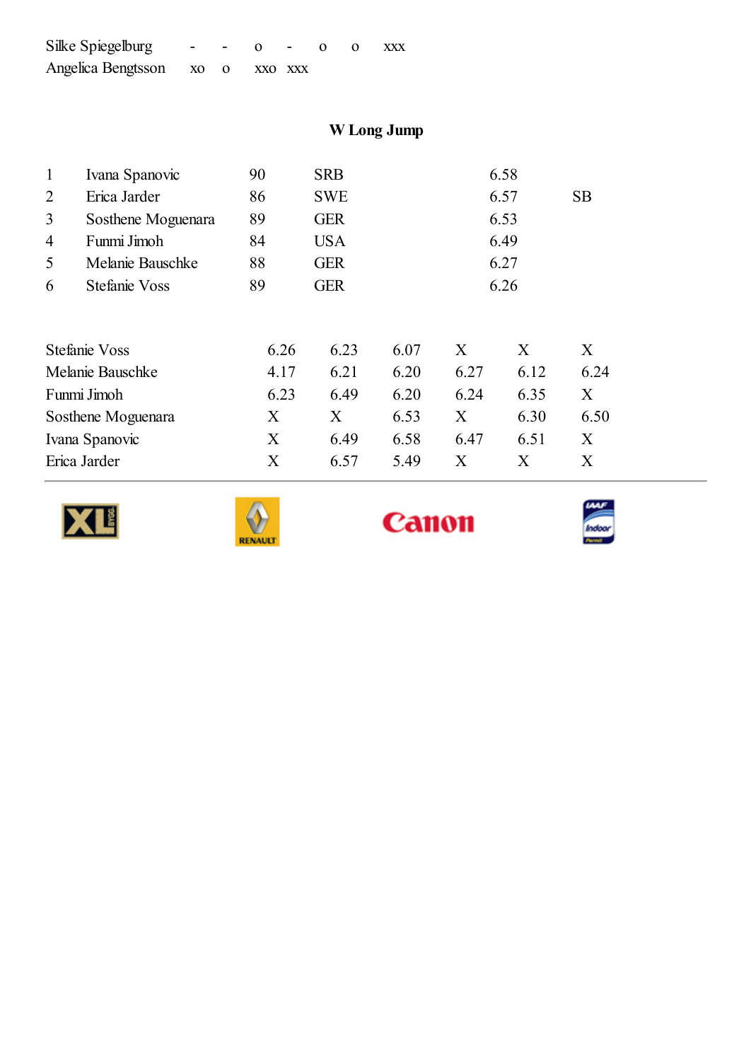| | | | | | | |
|---|---|---|---|---|---|---|
| Silke Spiegelburg | - | - | o | - | o | o | xxx |
| Angelica Bengtsson | xo | o | xxo | xxx | | | |

## W Long Jump

| | | | | | |
|---|---|---|---|---|---|
| 1 | Ivana Spanovic | 90 | SRB | 6.58 | |
| 2 | Erica Jarder | 86 | SWE | 6.57 | SB |
| 3 | Sosthene Moguenara | 89 | GER | 6.53 | |
| 4 | Funmi Jimoh | 84 | USA | 6.49 | |
| 5 | Melanie Bauschke | 88 | GER | 6.27 | |
| 6 | Stefanie Voss | 89 | GER | 6.26 | |

| | | | | | | |
|---|---|---|---|---|---|---|
| Stefanie Voss | 6.26 | 6.23 | 6.07 | X | X | X |
| Melanie Bauschke | 4.17 | 6.21 | 6.20 | 6.27 | 6.12 | 6.24 |
| Funmi Jimoh | 6.23 | 6.49 | 6.20 | 6.24 | 6.35 | X |
| Sosthene Moguenara | X | X | 6.53 | X | 6.30 | 6.50 |
| Ivana Spanovic | X | 6.49 | 6.58 | 6.47 | 6.51 | X |
| Erica Jarder | X | 6.57 | 5.49 | X | X | X |